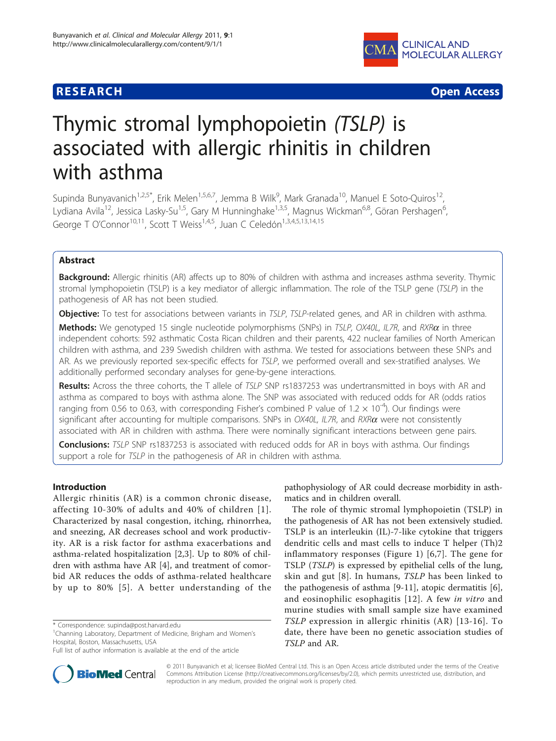**RESEARCH** **Open Access**

# Thymic stromal lymphopoietin *(TSLP)* is associated with allergic rhinitis in children with asthma

Supinda Bunyavanich[1,2,5*], Erik Melen[1,5,6,7], Jemma B Wilk[9], Mark Granada[10], Manuel E Soto-Quiros[12], Lydiana Avila[12], Jessica Lasky-Su[1,5], Gary M Hunninghake[1,3,5], Magnus Wickman[6,8], Göran Pershagen[6], George T O'Connor[10,11], Scott T Weiss[1,4,5], Juan C Celedón[1,3,4,5,13,14,15]

## Abstract

**Background:** Allergic rhinitis (AR) affects up to 80% of children with asthma and increases asthma severity. Thymic stromal lymphopoietin (TSLP) is a key mediator of allergic inflammation. The role of the TSLP gene (*TSLP*) in the pathogenesis of AR has not been studied.

**Objective:** To test for associations between variants in *TSLP*, *TSLP*-related genes, and AR in children with asthma.

**Methods:** We genotyped 15 single nucleotide polymorphisms (SNPs) in *TSLP*, *OX40L*, *IL7R*, and *RXRα* in three independent cohorts: 592 asthmatic Costa Rican children and their parents, 422 nuclear families of North American children with asthma, and 239 Swedish children with asthma. We tested for associations between these SNPs and AR. As we previously reported sex-specific effects for *TSLP*, we performed overall and sex-stratified analyses. We additionally performed secondary analyses for gene-by-gene interactions.

**Results:** Across the three cohorts, the T allele of *TSLP* SNP rs1837253 was undertransmitted in boys with AR and asthma as compared to boys with asthma alone. The SNP was associated with reduced odds for AR (odds ratios ranging from 0.56 to 0.63, with corresponding Fisher's combined P value of $1.2 \times 10^{-4}$). Our findings were significant after accounting for multiple comparisons. SNPs in *OX40L, IL7R*, and *RXRα* were not consistently associated with AR in children with asthma. There were nominally significant interactions between gene pairs.

**Conclusions:** *TSLP* SNP rs1837253 is associated with reduced odds for AR in boys with asthma. Our findings support a role for *TSLP* in the pathogenesis of AR in children with asthma.

## Introduction

Allergic rhinitis (AR) is a common chronic disease, affecting 10-30% of adults and 40% of children [1]. Characterized by nasal congestion, itching, rhinorrhea, and sneezing, AR decreases school and work productivity. AR is a risk factor for asthma exacerbations and asthma-related hospitalization [2,3]. Up to 80% of children with asthma have AR [4], and treatment of comorbid AR reduces the odds of asthma-related healthcare by up to 80% [5]. A better understanding of the pathophysiology of AR could decrease morbidity in asthmatics and in children overall.

The role of thymic stromal lymphopoietin (TSLP) in the pathogenesis of AR has not been extensively studied. TSLP is an interleukin (IL)-7-like cytokine that triggers dendritic cells and mast cells to induce T helper (Th)2 inflammatory responses (Figure 1) [6,7]. The gene for TSLP (*TSLP*) is expressed by epithelial cells of the lung, skin and gut [8]. In humans, *TSLP* has been linked to the pathogenesis of asthma [9-11], atopic dermatitis [6], and eosinophilic esophagitis [12]. A few *in vitro* and murine studies with small sample size have examined *TSLP* expression in allergic rhinitis (AR) [13-16]. To date, there have been no genetic association studies of *TSLP* and AR.

\* Correspondence: supinda@post.harvard.edu
[1]Channing Laboratory, Department of Medicine, Brigham and Women's Hospital, Boston, Massachusetts, USA
Full list of author information is available at the end of the article

© 2011 Bunyavanich et al; licensee BioMed Central Ltd. This is an Open Access article distributed under the terms of the Creative Commons Attribution License (http://creativecommons.org/licenses/by/2.0), which permits unrestricted use, distribution, and reproduction in any medium, provided the original work is properly cited.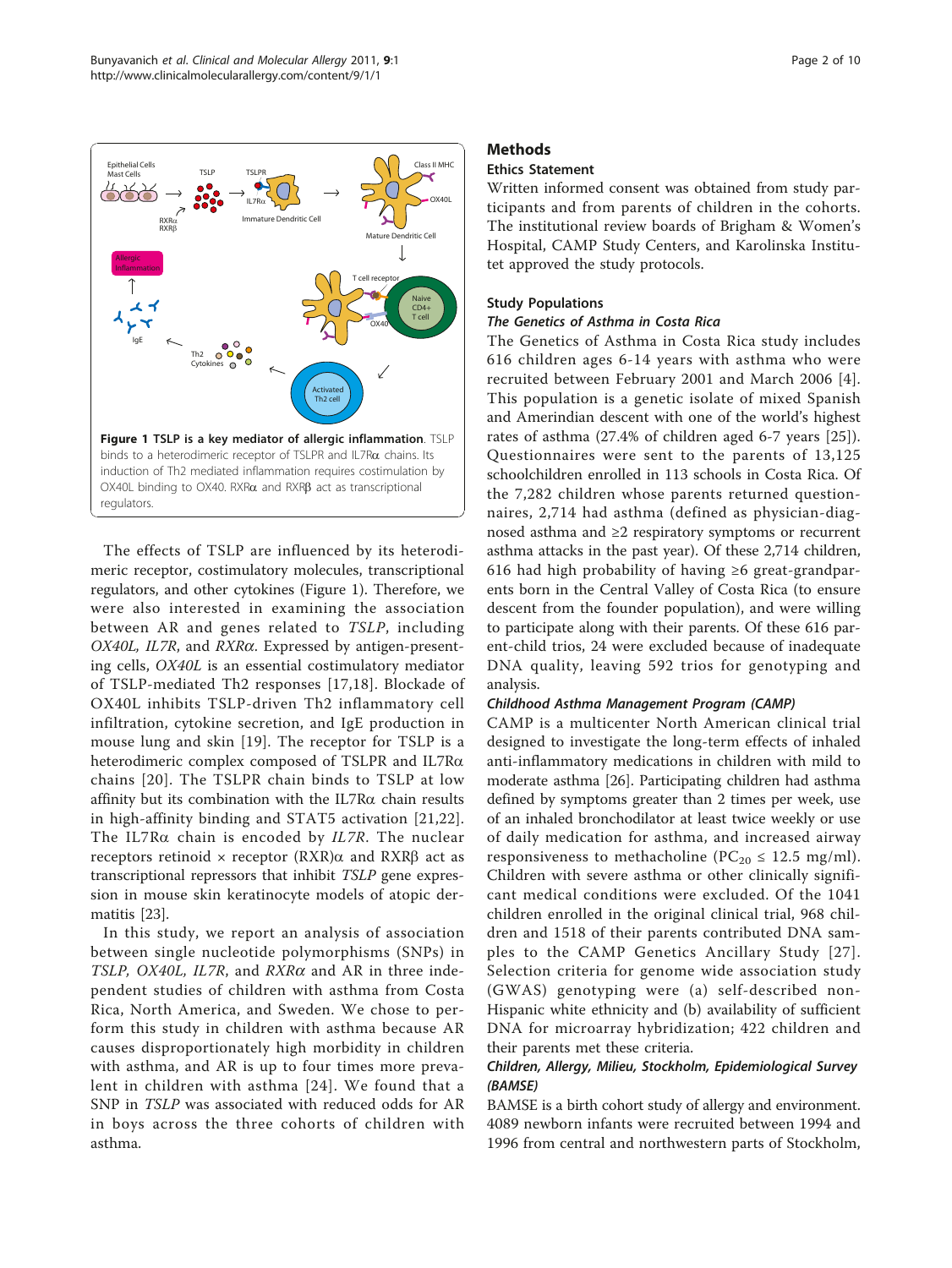**Figure 1 TSLP is a key mediator of allergic inflammation**. TSLP binds to a heterodimeric receptor of TSLPR and IL7Rα chains. Its induction of Th2 mediated inflammation requires costimulation by OX40L binding to OX40. RXRα and RXRβ act as transcriptional regulators.

The effects of TSLP are influenced by its heterodimeric receptor, costimulatory molecules, transcriptional regulators, and other cytokines (Figure 1). Therefore, we were also interested in examining the association between AR and genes related to *TSLP*, including *OX40L*, *IL7R*, and *RXRα*. Expressed by antigen-presenting cells, *OX40L* is an essential costimulatory mediator of TSLP-mediated Th2 responses [17,18]. Blockade of OX40L inhibits TSLP-driven Th2 inflammatory cell infiltration, cytokine secretion, and IgE production in mouse lung and skin [19]. The receptor for TSLP is a heterodimeric complex composed of TSLPR and IL7Rα chains [20]. The TSLPR chain binds to TSLP at low affinity but its combination with the IL7Rα chain results in high-affinity binding and STAT5 activation [21,22]. The IL7Rα chain is encoded by *IL7R*. The nuclear receptors retinoid × receptor (RXR)α and RXRβ act as transcriptional repressors that inhibit *TSLP* gene expression in mouse skin keratinocyte models of atopic dermatitis [23].

In this study, we report an analysis of association between single nucleotide polymorphisms (SNPs) in *TSLP*, *OX40L*, *IL7R*, and *RXRα* and AR in three independent studies of children with asthma from Costa Rica, North America, and Sweden. We chose to perform this study in children with asthma because AR causes disproportionately high morbidity in children with asthma, and AR is up to four times more prevalent in children with asthma [24]. We found that a SNP in *TSLP* was associated with reduced odds for AR in boys across the three cohorts of children with asthma.

## Methods

### Ethics Statement

Written informed consent was obtained from study participants and from parents of children in the cohorts. The institutional review boards of Brigham & Women's Hospital, CAMP Study Centers, and Karolinska Institutet approved the study protocols.

### Study Populations

#### *The Genetics of Asthma in Costa Rica*

The Genetics of Asthma in Costa Rica study includes 616 children ages 6-14 years with asthma who were recruited between February 2001 and March 2006 [4]. This population is a genetic isolate of mixed Spanish and Amerindian descent with one of the world's highest rates of asthma (27.4% of children aged 6-7 years [25]). Questionnaires were sent to the parents of 13,125 schoolchildren enrolled in 113 schools in Costa Rica. Of the 7,282 children whose parents returned questionnaires, 2,714 had asthma (defined as physician-diagnosed asthma and ≥2 respiratory symptoms or recurrent asthma attacks in the past year). Of these 2,714 children, 616 had high probability of having ≥6 great-grandparents born in the Central Valley of Costa Rica (to ensure descent from the founder population), and were willing to participate along with their parents. Of these 616 parent-child trios, 24 were excluded because of inadequate DNA quality, leaving 592 trios for genotyping and analysis.

#### *Childhood Asthma Management Program (CAMP)*

CAMP is a multicenter North American clinical trial designed to investigate the long-term effects of inhaled anti-inflammatory medications in children with mild to moderate asthma [26]. Participating children had asthma defined by symptoms greater than 2 times per week, use of an inhaled bronchodilator at least twice weekly or use of daily medication for asthma, and increased airway responsiveness to methacholine ($PC_{20} \leq 12.5$ mg/ml). Children with severe asthma or other clinically significant medical conditions were excluded. Of the 1041 children enrolled in the original clinical trial, 968 children and 1518 of their parents contributed DNA samples to the CAMP Genetics Ancillary Study [27]. Selection criteria for genome wide association study (GWAS) genotyping were (a) self-described non-Hispanic white ethnicity and (b) availability of sufficient DNA for microarray hybridization; 422 children and their parents met these criteria.

#### *Children, Allergy, Milieu, Stockholm, Epidemiological Survey (BAMSE)*

BAMSE is a birth cohort study of allergy and environment. 4089 newborn infants were recruited between 1994 and 1996 from central and northwestern parts of Stockholm,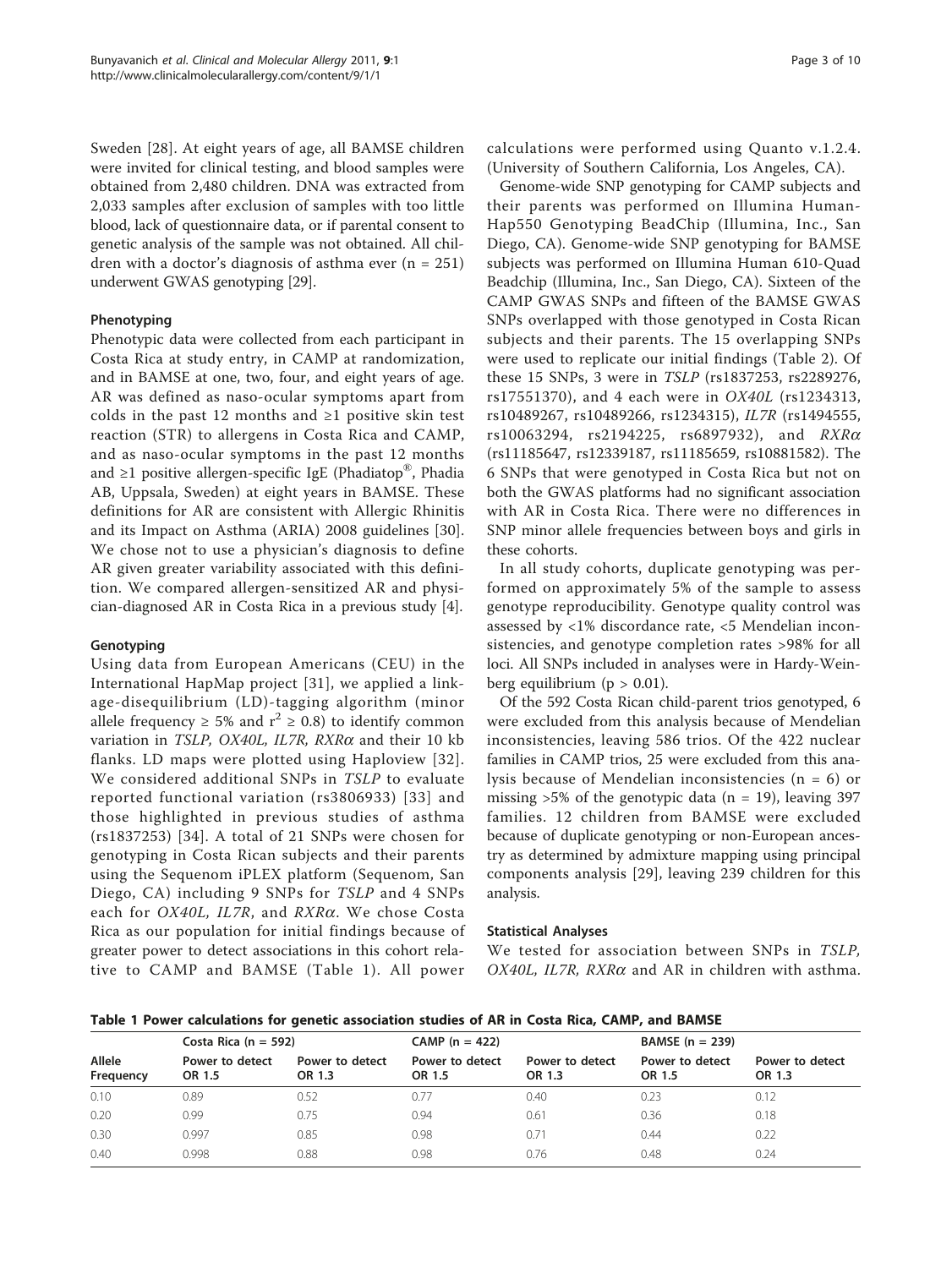Sweden [28]. At eight years of age, all BAMSE children were invited for clinical testing, and blood samples were obtained from 2,480 children. DNA was extracted from 2,033 samples after exclusion of samples with too little blood, lack of questionnaire data, or if parental consent to genetic analysis of the sample was not obtained. All children with a doctor's diagnosis of asthma ever (n = 251) underwent GWAS genotyping [29].

### Phenotyping

Phenotypic data were collected from each participant in Costa Rica at study entry, in CAMP at randomization, and in BAMSE at one, two, four, and eight years of age. AR was defined as naso-ocular symptoms apart from colds in the past 12 months and ≥1 positive skin test reaction (STR) to allergens in Costa Rica and CAMP, and as naso-ocular symptoms in the past 12 months and ≥1 positive allergen-specific IgE (Phadiatop®, Phadia AB, Uppsala, Sweden) at eight years in BAMSE. These definitions for AR are consistent with Allergic Rhinitis and its Impact on Asthma (ARIA) 2008 guidelines [30]. We chose not to use a physician's diagnosis to define AR given greater variability associated with this definition. We compared allergen-sensitized AR and physician-diagnosed AR in Costa Rica in a previous study [4].

### Genotyping

Using data from European Americans (CEU) in the International HapMap project [31], we applied a linkage-disequilibrium (LD)-tagging algorithm (minor allele frequency ≥ 5% and $r^2 \geq 0.8$) to identify common variation in *TSLP, OX40L, IL7R, RXRα* and their 10 kb flanks. LD maps were plotted using Haploview [32]. We considered additional SNPs in *TSLP* to evaluate reported functional variation (rs3806933) [33] and those highlighted in previous studies of asthma (rs1837253) [34]. A total of 21 SNPs were chosen for genotyping in Costa Rican subjects and their parents using the Sequenom iPLEX platform (Sequenom, San Diego, CA) including 9 SNPs for *TSLP* and 4 SNPs each for *OX40L, IL7R*, and *RXRα*. We chose Costa Rica as our population for initial findings because of greater power to detect associations in this cohort relative to CAMP and BAMSE (Table 1). All power calculations were performed using Quanto v.1.2.4. (University of Southern California, Los Angeles, CA).

Genome-wide SNP genotyping for CAMP subjects and their parents was performed on Illumina HumanHap550 Genotyping BeadChip (Illumina, Inc., San Diego, CA). Genome-wide SNP genotyping for BAMSE subjects was performed on Illumina Human 610-Quad Beadchip (Illumina, Inc., San Diego, CA). Sixteen of the CAMP GWAS SNPs and fifteen of the BAMSE GWAS SNPs overlapped with those genotyped in Costa Rican subjects and their parents. The 15 overlapping SNPs were used to replicate our initial findings (Table 2). Of these 15 SNPs, 3 were in *TSLP* (rs1837253, rs2289276, rs17551370), and 4 each were in *OX40L* (rs1234313, rs10489267, rs10489266, rs1234315), *IL7R* (rs1494555, rs10063294, rs2194225, rs6897932), and *RXRα* (rs11185647, rs12339187, rs11185659, rs10881582). The 6 SNPs that were genotyped in Costa Rica but not on both the GWAS platforms had no significant association with AR in Costa Rica. There were no differences in SNP minor allele frequencies between boys and girls in these cohorts.

In all study cohorts, duplicate genotyping was performed on approximately 5% of the sample to assess genotype reproducibility. Genotype quality control was assessed by <1% discordance rate, <5 Mendelian inconsistencies, and genotype completion rates >98% for all loci. All SNPs included in analyses were in Hardy-Weinberg equilibrium ($p > 0.01$).

Of the 592 Costa Rican child-parent trios genotyped, 6 were excluded from this analysis because of Mendelian inconsistencies, leaving 586 trios. Of the 422 nuclear families in CAMP trios, 25 were excluded from this analysis because of Mendelian inconsistencies (n = 6) or missing >5% of the genotypic data (n = 19), leaving 397 families. 12 children from BAMSE were excluded because of duplicate genotyping or non-European ancestry as determined by admixture mapping using principal components analysis [29], leaving 239 children for this analysis.

### Statistical Analyses

We tested for association between SNPs in *TSLP, OX40L, IL7R, RXRα* and AR in children with asthma.

**Table 1 Power calculations for genetic association studies of AR in Costa Rica, CAMP, and BAMSE**

| | Costa Rica (n = 592) | | CAMP (n = 422) | | BAMSE (n = 239) | |
|---|---|---|---|---|---|---|
| Allele Frequency | Power to detect OR 1.5 | Power to detect OR 1.3 | Power to detect OR 1.5 | Power to detect OR 1.3 | Power to detect OR 1.5 | Power to detect OR 1.3 |
| 0.10 | 0.89 | 0.52 | 0.77 | 0.40 | 0.23 | 0.12 |
| 0.20 | 0.99 | 0.75 | 0.94 | 0.61 | 0.36 | 0.18 |
| 0.30 | 0.997 | 0.85 | 0.98 | 0.71 | 0.44 | 0.22 |
| 0.40 | 0.998 | 0.88 | 0.98 | 0.76 | 0.48 | 0.24 |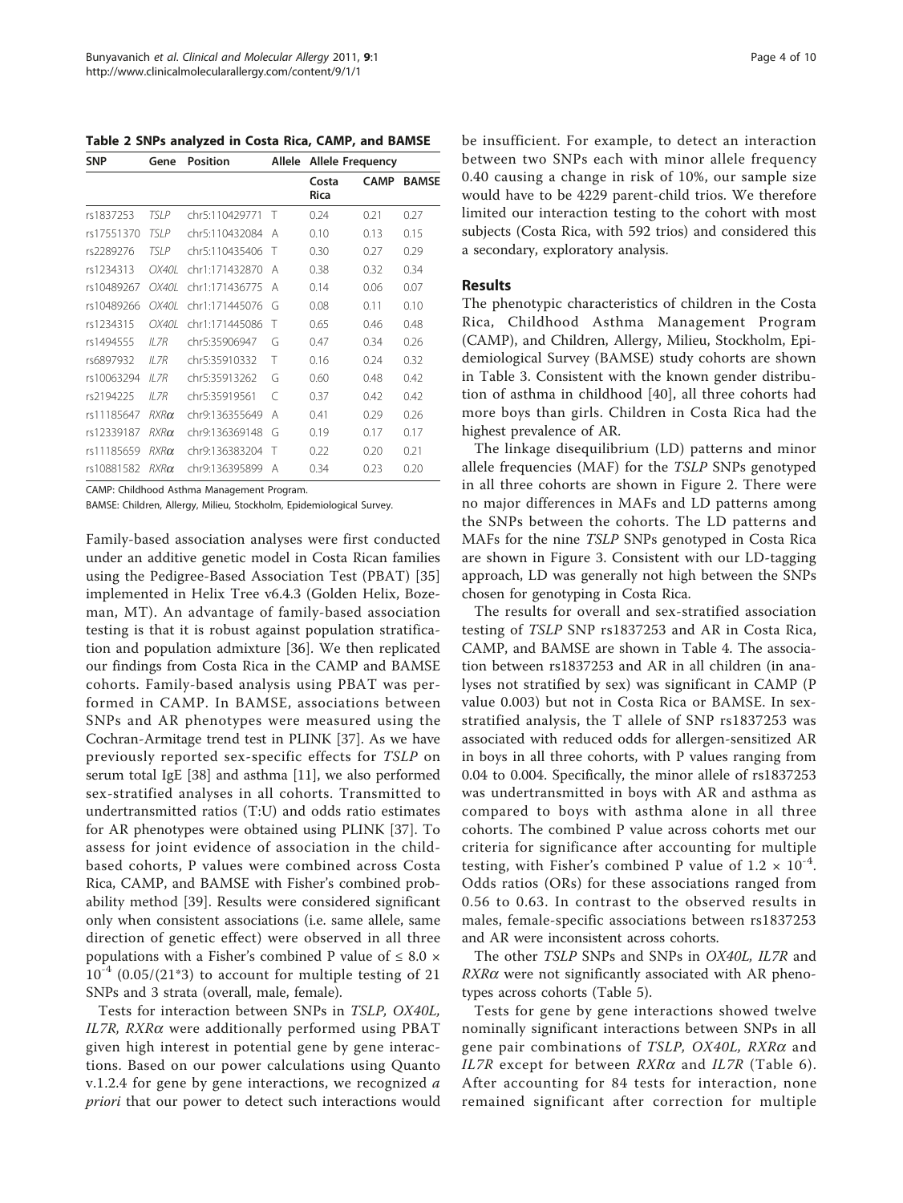**Table 2 SNPs analyzed in Costa Rica, CAMP, and BAMSE**

| SNP | Gene | Position | Allele | Allele Frequency | | |
|---|---|---|---|---|---|---|
| | | | | Costa Rica | CAMP | BAMSE |
| rs1837253 | *TSLP* | chr5:110429771 | T | 0.24 | 0.21 | 0.27 |
| rs17551370 | *TSLP* | chr5:110432084 | A | 0.10 | 0.13 | 0.15 |
| rs2289276 | *TSLP* | chr5:110435406 | T | 0.30 | 0.27 | 0.29 |
| rs1234313 | *OX40L* | chr1:171432870 | A | 0.38 | 0.32 | 0.34 |
| rs10489267 | *OX40L* | chr1:171436775 | A | 0.14 | 0.06 | 0.07 |
| rs10489266 | *OX40L* | chr1:171445076 | G | 0.08 | 0.11 | 0.10 |
| rs1234315 | *OX40L* | chr1:171445086 | T | 0.65 | 0.46 | 0.48 |
| rs1494555 | *IL7R* | chr5:35906947 | G | 0.47 | 0.34 | 0.26 |
| rs6897932 | *IL7R* | chr5:35910332 | T | 0.16 | 0.24 | 0.32 |
| rs10063294 | *IL7R* | chr5:35913262 | G | 0.60 | 0.48 | 0.42 |
| rs2194225 | *IL7R* | chr5:35919561 | C | 0.37 | 0.42 | 0.42 |
| rs11185647 | *RXRα* | chr9:136355649 | A | 0.41 | 0.29 | 0.26 |
| rs12339187 | *RXRα* | chr9:136369148 | G | 0.19 | 0.17 | 0.17 |
| rs11185659 | *RXRα* | chr9:136383204 | T | 0.22 | 0.20 | 0.21 |
| rs10881582 | *RXRα* | chr9:136395899 | A | 0.34 | 0.23 | 0.20 |

CAMP: Childhood Asthma Management Program.
BAMSE: Children, Allergy, Milieu, Stockholm, Epidemiological Survey.

Family-based association analyses were first conducted under an additive genetic model in Costa Rican families using the Pedigree-Based Association Test (PBAT) [35] implemented in Helix Tree v6.4.3 (Golden Helix, Bozeman, MT). An advantage of family-based association testing is that it is robust against population stratification and population admixture [36]. We then replicated our findings from Costa Rica in the CAMP and BAMSE cohorts. Family-based analysis using PBAT was performed in CAMP. In BAMSE, associations between SNPs and AR phenotypes were measured using the Cochran-Armitage trend test in PLINK [37]. As we have previously reported sex-specific effects for *TSLP* on serum total IgE [38] and asthma [11], we also performed sex-stratified analyses in all cohorts. Transmitted to undertransmitted ratios (T:U) and odds ratio estimates for AR phenotypes were obtained using PLINK [37]. To assess for joint evidence of association in the child-based cohorts, P values were combined across Costa Rica, CAMP, and BAMSE with Fisher's combined probability method [39]. Results were considered significant only when consistent associations (i.e. same allele, same direction of genetic effect) were observed in all three populations with a Fisher's combined P value of $\leq 8.0 \times 10^{-4}$ ($0.05/(21*3)$) to account for multiple testing of 21 SNPs and 3 strata (overall, male, female).

Tests for interaction between SNPs in *TSLP, OX40L, IL7R, RXRα* were additionally performed using PBAT given high interest in potential gene by gene interactions. Based on our power calculations using Quanto v.1.2.4 for gene by gene interactions, we recognized *a priori* that our power to detect such interactions would be insufficient. For example, to detect an interaction between two SNPs each with minor allele frequency 0.40 causing a change in risk of 10%, our sample size would have to be 4229 parent-child trios. We therefore limited our interaction testing to the cohort with most subjects (Costa Rica, with 592 trios) and considered this a secondary, exploratory analysis.

## Results

The phenotypic characteristics of children in the Costa Rica, Childhood Asthma Management Program (CAMP), and Children, Allergy, Milieu, Stockholm, Epidemiological Survey (BAMSE) study cohorts are shown in Table 3. Consistent with the known gender distribution of asthma in childhood [40], all three cohorts had more boys than girls. Children in Costa Rica had the highest prevalence of AR.

The linkage disequilibrium (LD) patterns and minor allele frequencies (MAF) for the *TSLP* SNPs genotyped in all three cohorts are shown in Figure 2. There were no major differences in MAFs and LD patterns among the SNPs between the cohorts. The LD patterns and MAFs for the nine *TSLP* SNPs genotyped in Costa Rica are shown in Figure 3. Consistent with our LD-tagging approach, LD was generally not high between the SNPs chosen for genotyping in Costa Rica.

The results for overall and sex-stratified association testing of *TSLP* SNP rs1837253 and AR in Costa Rica, CAMP, and BAMSE are shown in Table 4. The association between rs1837253 and AR in all children (in analyses not stratified by sex) was significant in CAMP (P value 0.003) but not in Costa Rica or BAMSE. In sex-stratified analysis, the T allele of SNP rs1837253 was associated with reduced odds for allergen-sensitized AR in boys in all three cohorts, with P values ranging from 0.04 to 0.004. Specifically, the minor allele of rs1837253 was undertransmitted in boys with AR and asthma as compared to boys with asthma alone in all three cohorts. The combined P value across cohorts met our criteria for significance after accounting for multiple testing, with Fisher's combined P value of $1.2 \times 10^{-4}$. Odds ratios (ORs) for these associations ranged from 0.56 to 0.63. In contrast to the observed results in males, female-specific associations between rs1837253 and AR were inconsistent across cohorts.

The other *TSLP* SNPs and SNPs in *OX40L, IL7R* and *RXRα* were not significantly associated with AR phenotypes across cohorts (Table 5).

Tests for gene by gene interactions showed twelve nominally significant interactions between SNPs in all gene pair combinations of *TSLP, OX40L, RXRα* and *IL7R* except for between *RXRα* and *IL7R* (Table 6). After accounting for 84 tests for interaction, none remained significant after correction for multiple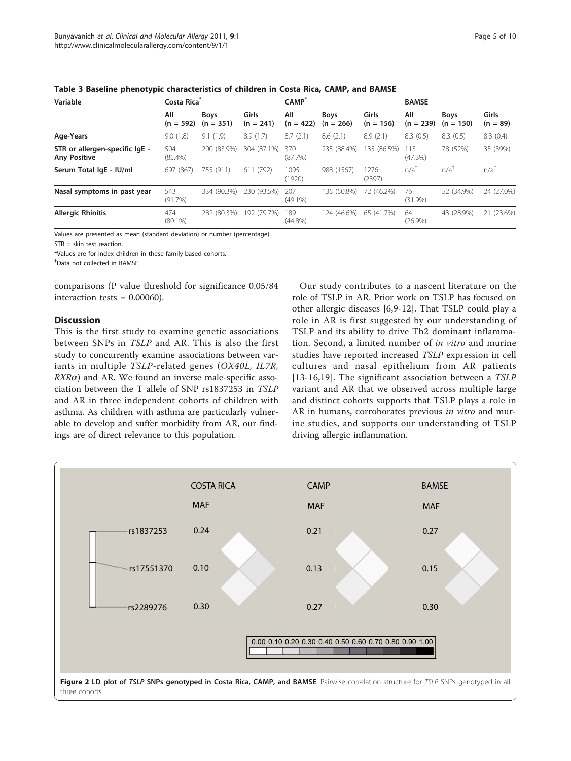**Table 3 Baseline phenotypic characteristics of children in Costa Rica, CAMP, and BAMSE**

| Variable | Costa Rica* | | | CAMP* | | | BAMSE | | |
|---|---|---|---|---|---|---|---|---|---|
| | All (n = 592) | Boys (n = 351) | Girls (n = 241) | All (n = 422) | Boys (n = 266) | Girls (n = 156) | All (n = 239) | Boys (n = 150) | Girls (n = 89) |
| **Age-Years** | 9.0 (1.8) | 9.1 (1.9) | 8.9 (1.7) | 8.7 (2.1) | 8.6 (2.1) | 8.9 (2.1) | 8.3 (0.5) | 8.3 (0.5) | 8.3 (0.4) |
| **STR or allergen-specific IgE - Any Positive** | 504 (85.4%) | 200 (83.9%) | 304 (87.1%) | 370 (87.7%) | 235 (88.4%) | 135 (86.5%) | 113 (47.3%) | 78 (52%) | 35 (39%) |
| **Serum Total IgE - IU/ml** | 697 (867) | 755 (911) | 611 (792) | 1095 (1920) | 988 (1567) | 1276 (2397) | n/a† | n/a† | n/a† |
| **Nasal symptoms in past year** | 543 (91.7%) | 334 (90.3%) | 230 (93.5%) | 207 (49.1%) | 135 (50.8%) | 72 (46.2%) | 76 (31.9%) | 52 (34.9%) | 24 (27.0%) |
| **Allergic Rhinitis** | 474 (80.1%) | 282 (80.3%) | 192 (79.7%) | 189 (44.8%) | 124 (46.6%) | 65 (41.7%) | 64 (26.9%) | 43 (28.9%) | 21 (23.6%) |

Values are presented as mean (standard deviation) or number (percentage).

STR = skin test reaction.

*Values are for index children in these family-based cohorts.

†Data not collected in BAMSE.

comparisons (P value threshold for significance 0.05/84 interaction tests = 0.00060).

## Discussion

This is the first study to examine genetic associations between SNPs in *TSLP* and AR. This is also the first study to concurrently examine associations between variants in multiple *TSLP*-related genes (*OX40L, IL7R, RXRα*) and AR. We found an inverse male-specific association between the T allele of SNP rs1837253 in *TSLP* and AR in three independent cohorts of children with asthma. As children with asthma are particularly vulnerable to develop and suffer morbidity from AR, our findings are of direct relevance to this population.

Our study contributes to a nascent literature on the role of TSLP in AR. Prior work on TSLP has focused on other allergic diseases [6,9-12]. That TSLP could play a role in AR is first suggested by our understanding of TSLP and its ability to drive Th2 dominant inflammation. Second, a limited number of *in vitro* and murine studies have reported increased *TSLP* expression in cell cultures and nasal epithelium from AR patients [13-16,19]. The significant association between a *TSLP* variant and AR that we observed across multiple large and distinct cohorts supports that TSLP plays a role in AR in humans, corroborates previous *in vitro* and murine studies, and supports our understanding of TSLP driving allergic inflammation.

| | COSTA RICA MAF | CAMP MAF | BAMSE MAF |
|---|---|---|---|
| rs1837253 | 0.24 | 0.21 | 0.27 |
| rs17551370 | 0.10 | 0.13 | 0.15 |
| rs2289276 | 0.30 | 0.27 | 0.30 |

0.00 0.10 0.20 0.30 0.40 0.50 0.60 0.70 0.80 0.90 1.00

**Figure 2 LD plot of *TSLP* SNPs genotyped in Costa Rica, CAMP, and BAMSE**. Pairwise correlation structure for *TSLP* SNPs genotyped in all three cohorts.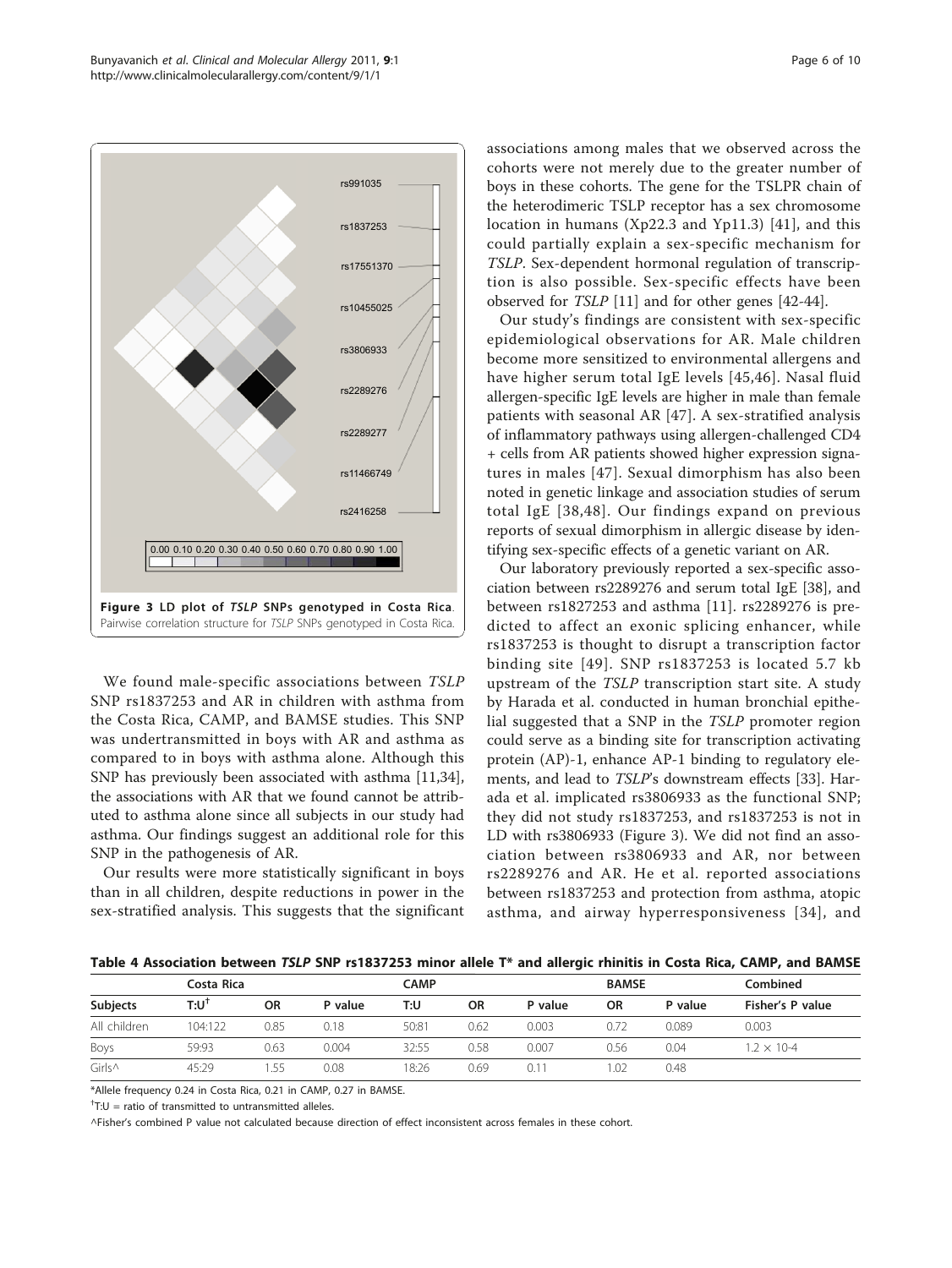Figure 3 LD plot of *TSLP* SNPs genotyped in Costa Rica. Pairwise correlation structure for *TSLP* SNPs genotyped in Costa Rica.

We found male-specific associations between *TSLP* SNP rs1837253 and AR in children with asthma from the Costa Rica, CAMP, and BAMSE studies. This SNP was undertransmitted in boys with AR and asthma as compared to in boys with asthma alone. Although this SNP has previously been associated with asthma [11,34], the associations with AR that we found cannot be attributed to asthma alone since all subjects in our study had asthma. Our findings suggest an additional role for this SNP in the pathogenesis of AR.

Our results were more statistically significant in boys than in all children, despite reductions in power in the sex-stratified analysis. This suggests that the significant associations among males that we observed across the cohorts were not merely due to the greater number of boys in these cohorts. The gene for the TSLPR chain of the heterodimeric TSLP receptor has a sex chromosome location in humans (Xp22.3 and Yp11.3) [41], and this could partially explain a sex-specific mechanism for *TSLP*. Sex-dependent hormonal regulation of transcription is also possible. Sex-specific effects have been observed for *TSLP* [11] and for other genes [42-44].

Our study's findings are consistent with sex-specific epidemiological observations for AR. Male children become more sensitized to environmental allergens and have higher serum total IgE levels [45,46]. Nasal fluid allergen-specific IgE levels are higher in male than female patients with seasonal AR [47]. A sex-stratified analysis of inflammatory pathways using allergen-challenged CD4 + cells from AR patients showed higher expression signatures in males [47]. Sexual dimorphism has also been noted in genetic linkage and association studies of serum total IgE [38,48]. Our findings expand on previous reports of sexual dimorphism in allergic disease by identifying sex-specific effects of a genetic variant on AR.

Our laboratory previously reported a sex-specific association between rs2289276 and serum total IgE [38], and between rs1827253 and asthma [11]. rs2289276 is predicted to affect an exonic splicing enhancer, while rs1837253 is thought to disrupt a transcription factor binding site [49]. SNP rs1837253 is located 5.7 kb upstream of the *TSLP* transcription start site. A study by Harada et al. conducted in human bronchial epithelial suggested that a SNP in the *TSLP* promoter region could serve as a binding site for transcription activating protein (AP)-1, enhance AP-1 binding to regulatory elements, and lead to *TSLP*'s downstream effects [33]. Harada et al. implicated rs3806933 as the functional SNP; they did not study rs1837253, and rs1837253 is not in LD with rs3806933 (Figure 3). We did not find an association between rs3806933 and AR, nor between rs2289276 and AR. He et al. reported associations between rs1837253 and protection from asthma, atopic asthma, and airway hyperresponsiveness [34], and

**Table 4 Association between *TSLP* SNP rs1837253 minor allele T* and allergic rhinitis in Costa Rica, CAMP, and BAMSE**

| | Costa Rica | | | CAMP | | | BAMSE | | Combined |
|---|---|---|---|---|---|---|---|---|---|
| Subjects | T:U[†] | OR | P value | T:U | OR | P value | OR | P value | Fisher's P value |
| All children | 104:122 | 0.85 | 0.18 | 50:81 | 0.62 | 0.003 | 0.72 | 0.089 | 0.003 |
| Boys | 59:93 | 0.63 | 0.004 | 32:55 | 0.58 | 0.007 | 0.56 | 0.04 | $1.2 \times 10^{-4}$ |
| Girls^ | 45:29 | 1.55 | 0.08 | 18:26 | 0.69 | 0.11 | 1.02 | 0.48 | |

*Allele frequency 0.24 in Costa Rica, 0.21 in CAMP, 0.27 in BAMSE.

[†]T:U = ratio of transmitted to untransmitted alleles.

^Fisher's combined P value not calculated because direction of effect inconsistent across females in these cohort.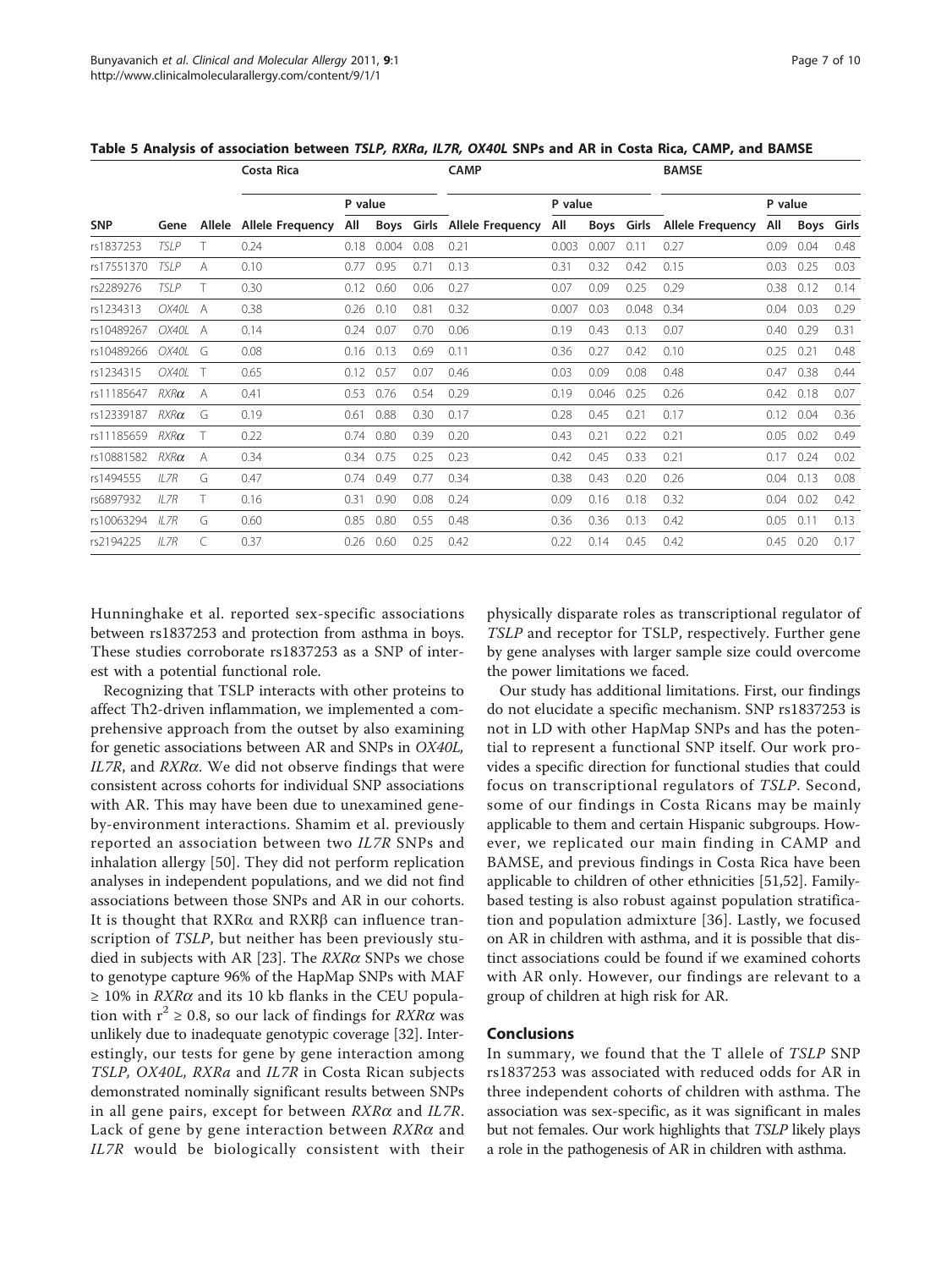**Table 5 Analysis of association between *TSLP, RXRa, IL7R, OX40L* SNPs and AR in Costa Rica, CAMP, and BAMSE**

| | | | Costa Rica | | | | CAMP | | | | BAMSE | | | |
|---|---|---|---|---|---|---|---|---|---|---|---|---|---|---|
| | | | | P value | | | | P value | | | | P value | | |
| **SNP** | **Gene** | **Allele** | **Allele Frequency** | **All** | **Boys** | **Girls** | **Allele Frequency** | **All** | **Boys** | **Girls** | **Allele Frequency** | **All** | **Boys** | **Girls** |
| rs1837253 | *TSLP* | T | 0.24 | 0.18 | 0.004 | 0.08 | 0.21 | 0.003 | 0.007 | 0.11 | 0.27 | 0.09 | 0.04 | 0.48 |
| rs17551370 | *TSLP* | A | 0.10 | 0.77 | 0.95 | 0.71 | 0.13 | 0.31 | 0.32 | 0.42 | 0.15 | 0.03 | 0.25 | 0.03 |
| rs2289276 | *TSLP* | T | 0.30 | 0.12 | 0.60 | 0.06 | 0.27 | 0.07 | 0.09 | 0.25 | 0.29 | 0.38 | 0.12 | 0.14 |
| rs1234313 | *OX40L* | A | 0.38 | 0.26 | 0.10 | 0.81 | 0.32 | 0.007 | 0.03 | 0.048 | 0.34 | 0.04 | 0.03 | 0.29 |
| rs10489267 | *OX40L* | A | 0.14 | 0.24 | 0.07 | 0.70 | 0.06 | 0.19 | 0.43 | 0.13 | 0.07 | 0.40 | 0.29 | 0.31 |
| rs10489266 | *OX40L* | G | 0.08 | 0.16 | 0.13 | 0.69 | 0.11 | 0.36 | 0.27 | 0.42 | 0.10 | 0.25 | 0.21 | 0.48 |
| rs1234315 | *OX40L* | T | 0.65 | 0.12 | 0.57 | 0.07 | 0.46 | 0.03 | 0.09 | 0.08 | 0.48 | 0.47 | 0.38 | 0.44 |
| rs11185647 | *RXRα* | A | 0.41 | 0.53 | 0.76 | 0.54 | 0.29 | 0.19 | 0.046 | 0.25 | 0.26 | 0.42 | 0.18 | 0.07 |
| rs12339187 | *RXRα* | G | 0.19 | 0.61 | 0.88 | 0.30 | 0.17 | 0.28 | 0.45 | 0.21 | 0.17 | 0.12 | 0.04 | 0.36 |
| rs11185659 | *RXRα* | T | 0.22 | 0.74 | 0.80 | 0.39 | 0.20 | 0.43 | 0.21 | 0.22 | 0.21 | 0.05 | 0.02 | 0.49 |
| rs10881582 | *RXRα* | A | 0.34 | 0.34 | 0.75 | 0.25 | 0.23 | 0.42 | 0.45 | 0.33 | 0.21 | 0.17 | 0.24 | 0.02 |
| rs1494555 | *IL7R* | G | 0.47 | 0.74 | 0.49 | 0.77 | 0.34 | 0.38 | 0.43 | 0.20 | 0.26 | 0.04 | 0.13 | 0.08 |
| rs6897932 | *IL7R* | T | 0.16 | 0.31 | 0.90 | 0.08 | 0.24 | 0.09 | 0.16 | 0.18 | 0.32 | 0.04 | 0.02 | 0.42 |
| rs10063294 | *IL7R* | G | 0.60 | 0.85 | 0.80 | 0.55 | 0.48 | 0.36 | 0.36 | 0.13 | 0.42 | 0.05 | 0.11 | 0.13 |
| rs2194225 | *IL7R* | C | 0.37 | 0.26 | 0.60 | 0.25 | 0.42 | 0.22 | 0.14 | 0.45 | 0.42 | 0.45 | 0.20 | 0.17 |

Hunninghake et al. reported sex-specific associations between rs1837253 and protection from asthma in boys. These studies corroborate rs1837253 as a SNP of interest with a potential functional role.

Recognizing that TSLP interacts with other proteins to affect Th2-driven inflammation, we implemented a comprehensive approach from the outset by also examining for genetic associations between AR and SNPs in *OX40L, IL7R*, and *RXRα*. We did not observe findings that were consistent across cohorts for individual SNP associations with AR. This may have been due to unexamined gene-by-environment interactions. Shamim et al. previously reported an association between two *IL7R* SNPs and inhalation allergy [50]. They did not perform replication analyses in independent populations, and we did not find associations between those SNPs and AR in our cohorts. It is thought that RXRα and RXRβ can influence transcription of *TSLP*, but neither has been previously studied in subjects with AR [23]. The *RXRα* SNPs we chose to genotype capture 96% of the HapMap SNPs with MAF ≥ 10% in *RXRα* and its 10 kb flanks in the CEU population with $r^2 \geq 0.8$, so our lack of findings for *RXRα* was unlikely due to inadequate genotypic coverage [32]. Interestingly, our tests for gene by gene interaction among *TSLP, OX40L, RXRa* and *IL7R* in Costa Rican subjects demonstrated nominally significant results between SNPs in all gene pairs, except for between *RXRα* and *IL7R*. Lack of gene by gene interaction between *RXRα* and *IL7R* would be biologically consistent with their physically disparate roles as transcriptional regulator of *TSLP* and receptor for TSLP, respectively. Further gene by gene analyses with larger sample size could overcome the power limitations we faced.

Our study has additional limitations. First, our findings do not elucidate a specific mechanism. SNP rs1837253 is not in LD with other HapMap SNPs and has the potential to represent a functional SNP itself. Our work provides a specific direction for functional studies that could focus on transcriptional regulators of *TSLP*. Second, some of our findings in Costa Ricans may be mainly applicable to them and certain Hispanic subgroups. However, we replicated our main finding in CAMP and BAMSE, and previous findings in Costa Rica have been applicable to children of other ethnicities [51,52]. Family-based testing is also robust against population stratification and population admixture [36]. Lastly, we focused on AR in children with asthma, and it is possible that distinct associations could be found if we examined cohorts with AR only. However, our findings are relevant to a group of children at high risk for AR.

## Conclusions

In summary, we found that the T allele of *TSLP* SNP rs1837253 was associated with reduced odds for AR in three independent cohorts of children with asthma. The association was sex-specific, as it was significant in males but not females. Our work highlights that *TSLP* likely plays a role in the pathogenesis of AR in children with asthma.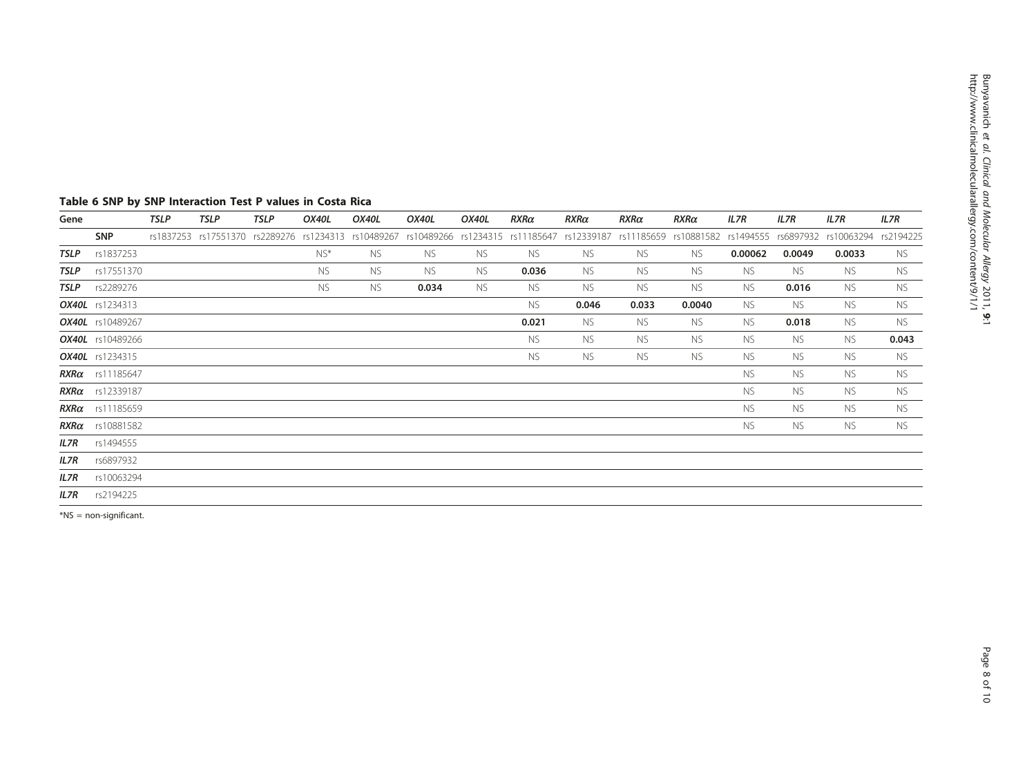**Table 6 SNP by SNP Interaction Test P values in Costa Rica**

| Gene | | *TSLP* | *TSLP* | *TSLP* | *OX40L* | *OX40L* | *OX40L* | *OX40L* | *RXRα* | *RXRα* | *RXRα* | *RXRα* | *IL7R* | *IL7R* | *IL7R* | *IL7R* |
|---|---|---|---|---|---|---|---|---|---|---|---|---|---|---|---|---|
| | **SNP** | rs1837253 | rs17551370 | rs2289276 | rs1234313 | rs10489267 | rs10489266 | rs1234315 | rs11185647 | rs12339187 | rs11185659 | rs10881582 | rs1494555 | rs6897932 | rs10063294 | rs2194225 |
| ***TSLP*** | rs1837253 | | | | NS* | NS | NS | NS | NS | NS | NS | NS | **0.00062** | **0.0049** | **0.0033** | NS |
| ***TSLP*** | rs17551370 | | | | NS | NS | NS | NS | **0.036** | NS | NS | NS | NS | NS | NS | NS |
| ***TSLP*** | rs2289276 | | | | NS | NS | **0.034** | NS | NS | NS | NS | NS | NS | **0.016** | NS | NS |
| ***OX40L*** | rs1234313 | | | | | | | | NS | **0.046** | **0.033** | **0.0040** | NS | NS | NS | NS |
| ***OX40L*** | rs10489267 | | | | | | | | **0.021** | NS | NS | NS | NS | **0.018** | NS | NS |
| ***OX40L*** | rs10489266 | | | | | | | | NS | NS | NS | NS | NS | NS | NS | **0.043** |
| ***OX40L*** | rs1234315 | | | | | | | | NS | NS | NS | NS | NS | NS | NS | NS |
| ***RXRα*** | rs11185647 | | | | | | | | | | | | NS | NS | NS | NS |
| ***RXRα*** | rs12339187 | | | | | | | | | | | | NS | NS | NS | NS |
| ***RXRα*** | rs11185659 | | | | | | | | | | | | NS | NS | NS | NS |
| ***RXRα*** | rs10881582 | | | | | | | | | | | | NS | NS | NS | NS |
| ***IL7R*** | rs1494555 | | | | | | | | | | | | | | | |
| ***IL7R*** | rs6897932 | | | | | | | | | | | | | | | |
| ***IL7R*** | rs10063294 | | | | | | | | | | | | | | | |
| ***IL7R*** | rs2194225 | | | | | | | | | | | | | | | |

*NS = non-significant.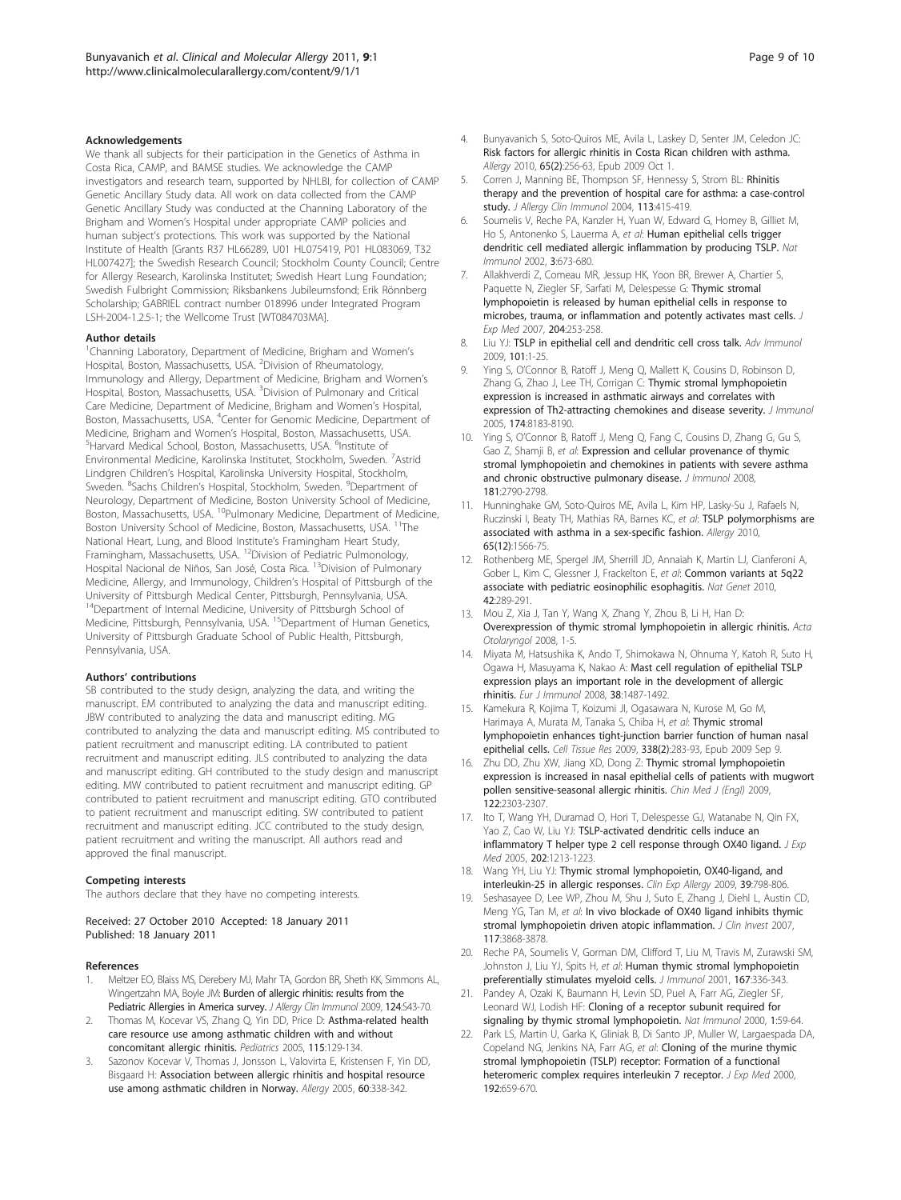### Acknowledgements

We thank all subjects for their participation in the Genetics of Asthma in Costa Rica, CAMP, and BAMSE studies. We acknowledge the CAMP investigators and research team, supported by NHLBI, for collection of CAMP Genetic Ancillary Study data. All work on data collected from the CAMP Genetic Ancillary Study was conducted at the Channing Laboratory of the Brigham and Women's Hospital under appropriate CAMP policies and human subject's protections. This work was supported by the National Institute of Health [Grants R37 HL66289, U01 HL075419, P01 HL083069, T32 HL007427]; the Swedish Research Council; Stockholm County Council; Centre for Allergy Research, Karolinska Institutet; Swedish Heart Lung Foundation; Swedish Fulbright Commission; Riksbankens Jubileumsfond; Erik Rönnberg Scholarship; GABRIEL contract number 018996 under Integrated Program LSH-2004-1.2.5-1; the Wellcome Trust [WT084703MA].

### Author details

[1]Channing Laboratory, Department of Medicine, Brigham and Women's Hospital, Boston, Massachusetts, USA. [2]Division of Rheumatology, Immunology and Allergy, Department of Medicine, Brigham and Women's Hospital, Boston, Massachusetts, USA. [3]Division of Pulmonary and Critical Care Medicine, Department of Medicine, Brigham and Women's Hospital, Boston, Massachusetts, USA. [4]Center for Genomic Medicine, Department of Medicine, Brigham and Women's Hospital, Boston, Massachusetts, USA. [5]Harvard Medical School, Boston, Massachusetts, USA. [6]Institute of Environmental Medicine, Karolinska Institutet, Stockholm, Sweden. [7]Astrid Lindgren Children's Hospital, Karolinska University Hospital, Stockholm, Sweden. [8]Sachs Children's Hospital, Stockholm, Sweden. [9]Department of Neurology, Department of Medicine, Boston University School of Medicine, Boston, Massachusetts, USA. [10]Pulmonary Medicine, Department of Medicine, Boston University School of Medicine, Boston, Massachusetts, USA. [11]The National Heart, Lung, and Blood Institute's Framingham Heart Study, Framingham, Massachusetts, USA. [12]Division of Pediatric Pulmonology, Hospital Nacional de Niños, San José, Costa Rica. [13]Division of Pulmonary Medicine, Allergy, and Immunology, Children's Hospital of Pittsburgh of the University of Pittsburgh Medical Center, Pittsburgh, Pennsylvania, USA. [14]Department of Internal Medicine, University of Pittsburgh School of Medicine, Pittsburgh, Pennsylvania, USA. [15]Department of Human Genetics, University of Pittsburgh Graduate School of Public Health, Pittsburgh, Pennsylvania, USA.

### Authors' contributions

SB contributed to the study design, analyzing the data, and writing the manuscript. EM contributed to analyzing the data and manuscript editing. JBW contributed to analyzing the data and manuscript editing. MG contributed to analyzing the data and manuscript editing. MS contributed to patient recruitment and manuscript editing. LA contributed to patient recruitment and manuscript editing. JLS contributed to analyzing the data and manuscript editing. GH contributed to the study design and manuscript editing. MW contributed to patient recruitment and manuscript editing. GP contributed to patient recruitment and manuscript editing. GTO contributed to patient recruitment and manuscript editing. SW contributed to patient recruitment and manuscript editing. JCC contributed to the study design, patient recruitment and writing the manuscript. All authors read and approved the final manuscript.

### Competing interests

The authors declare that they have no competing interests.

Received: 27 October 2010 Accepted: 18 January 2011
Published: 18 January 2011

### References

1. Meltzer EO, Blaiss MS, Derebery MJ, Mahr TA, Gordon BR, Sheth KK, Simmons AL, Wingertzahn MA, Boyle JM: Burden of allergic rhinitis: results from the Pediatric Allergies in America survey. *J Allergy Clin Immunol* 2009, **124**:S43-70.
2. Thomas M, Kocevar VS, Zhang Q, Yin DD, Price D: Asthma-related health care resource use among asthmatic children with and without concomitant allergic rhinitis. *Pediatrics* 2005, **115**:129-134.
3. Sazonov Kocevar V, Thomas J, Jonsson L, Valovirta E, Kristensen F, Yin DD, Bisgaard H: Association between allergic rhinitis and hospital resource use among asthmatic children in Norway. *Allergy* 2005, **60**:338-342.
4. Bunyavanich S, Soto-Quiros ME, Avila L, Laskey D, Senter JM, Celedon JC: Risk factors for allergic rhinitis in Costa Rican children with asthma. *Allergy* 2010, **65(2)**:256-63, Epub 2009 Oct 1.
5. Corren J, Manning BE, Thompson SF, Hennessy S, Strom BL: Rhinitis therapy and the prevention of hospital care for asthma: a case-control study. *J Allergy Clin Immunol* 2004, **113**:415-419.
6. Soumelis V, Reche PA, Kanzler H, Yuan W, Edward G, Homey B, Gilliet M, Ho S, Antonenko S, Lauerma A, *et al*: Human epithelial cells trigger dendritic cell mediated allergic inflammation by producing TSLP. *Nat Immunol* 2002, **3**:673-680.
7. Allakhverdi Z, Comeau MR, Jessup HK, Yoon BR, Brewer A, Chartier S, Paquette N, Ziegler SF, Sarfati M, Delespesse G: Thymic stromal lymphopoietin is released by human epithelial cells in response to microbes, trauma, or inflammation and potently activates mast cells. *J Exp Med* 2007, **204**:253-258.
8. Liu YJ: TSLP in epithelial cell and dendritic cell cross talk. *Adv Immunol* 2009, **101**:1-25.
9. Ying S, O'Connor B, Ratoff J, Meng Q, Mallett K, Cousins D, Robinson D, Zhang G, Zhao J, Lee TH, Corrigan C: Thymic stromal lymphopoietin expression is increased in asthmatic airways and correlates with expression of Th2-attracting chemokines and disease severity. *J Immunol* 2005, **174**:8183-8190.
10. Ying S, O'Connor B, Ratoff J, Meng Q, Fang C, Cousins D, Zhang G, Gu S, Gao Z, Shamji B, *et al*: Expression and cellular provenance of thymic stromal lymphopoietin and chemokines in patients with severe asthma and chronic obstructive pulmonary disease. *J Immunol* 2008, **181**:2790-2798.
11. Hunninghake GM, Soto-Quiros ME, Avila L, Kim HP, Lasky-Su J, Rafaels N, Ruczinski I, Beaty TH, Mathias RA, Barnes KC, *et al*: TSLP polymorphisms are associated with asthma in a sex-specific fashion. *Allergy* 2010, **65(12)**:1566-75.
12. Rothenberg ME, Spergel JM, Sherrill JD, Annaiah K, Martin LJ, Cianferoni A, Gober L, Kim C, Glessner J, Frackelton E, *et al*: Common variants at 5q22 associate with pediatric eosinophilic esophagitis. *Nat Genet* 2010, **42**:289-291.
13. Mou Z, Xia J, Tan Y, Wang X, Zhang Y, Zhou B, Li H, Han D: Overexpression of thymic stromal lymphopoietin in allergic rhinitis. *Acta Otolaryngol* 2008, 1-5.
14. Miyata M, Hatsushika K, Ando T, Shimokawa N, Ohnuma Y, Katoh R, Suto H, Ogawa H, Masuyama K, Nakao A: Mast cell regulation of epithelial TSLP expression plays an important role in the development of allergic rhinitis. *Eur J Immunol* 2008, **38**:1487-1492.
15. Kamekura R, Kojima T, Koizumi JI, Ogasawara N, Kurose M, Go M, Harimaya A, Murata M, Tanaka S, Chiba H, *et al*: Thymic stromal lymphopoietin enhances tight-junction barrier function of human nasal epithelial cells. *Cell Tissue Res* 2009, **338(2)**:283-93, Epub 2009 Sep 9.
16. Zhu DD, Zhu XW, Jiang XD, Dong Z: Thymic stromal lymphopoietin expression is increased in nasal epithelial cells of patients with mugwort pollen sensitive-seasonal allergic rhinitis. *Chin Med J (Engl)* 2009, **122**:2303-2307.
17. Ito T, Wang YH, Duramad O, Hori T, Delespesse GJ, Watanabe N, Qin FX, Yao Z, Cao W, Liu YJ: TSLP-activated dendritic cells induce an inflammatory T helper type 2 cell response through OX40 ligand. *J Exp Med* 2005, **202**:1213-1223.
18. Wang YH, Liu YJ: Thymic stromal lymphopoietin, OX40-ligand, and interleukin-25 in allergic responses. *Clin Exp Allergy* 2009, **39**:798-806.
19. Seshasayee D, Lee WP, Zhou M, Shu J, Suto E, Zhang J, Diehl L, Austin CD, Meng YG, Tan M, *et al*: In vivo blockade of OX40 ligand inhibits thymic stromal lymphopoietin driven atopic inflammation. *J Clin Invest* 2007, **117**:3868-3878.
20. Reche PA, Soumelis V, Gorman DM, Clifford T, Liu M, Travis M, Zurawski SM, Johnston J, Liu YJ, Spits H, *et al*: Human thymic stromal lymphopoietin preferentially stimulates myeloid cells. *J Immunol* 2001, **167**:336-343.
21. Pandey A, Ozaki K, Baumann H, Levin SD, Puel A, Farr AG, Ziegler SF, Leonard WJ, Lodish HF: Cloning of a receptor subunit required for signaling by thymic stromal lymphopoietin. *Nat Immunol* 2000, **1**:59-64.
22. Park LS, Martin U, Garka K, Gliniak B, Di Santo JP, Muller W, Largaespada DA, Copeland NG, Jenkins NA, Farr AG, *et al*: Cloning of the murine thymic stromal lymphopoietin (TSLP) receptor: Formation of a functional heteromeric complex requires interleukin 7 receptor. *J Exp Med* 2000, **192**:659-670.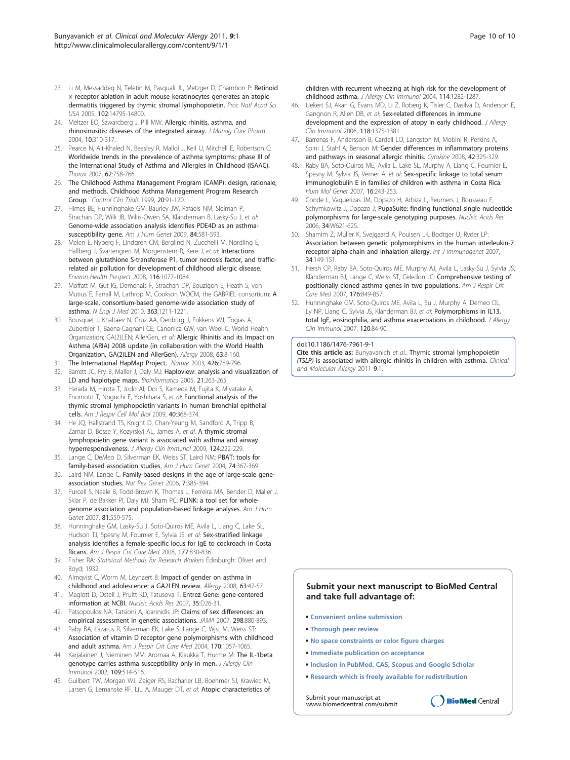23. Li M, Messaddeq N, Teletin M, Pasquali JL, Metzger D, Chambon P: **Retinoid × receptor ablation in adult mouse keratinocytes generates an atopic dermatitis triggered by thymic stromal lymphopoietin.** *Proc Natl Acad Sci USA* 2005, **102**:14795-14800.
24. Meltzer EO, Szwarcberg J, Pill MW: **Allergic rhinitis, asthma, and rhinosinusitis: diseases of the integrated airway.** *J Manag Care Pharm* 2004, **10**:310-317.
25. Pearce N, Ait-Khaled N, Beasley R, Mallol J, Keil U, Mitchell E, Robertson C: **Worldwide trends in the prevalence of asthma symptoms: phase III of the International Study of Asthma and Allergies in Childhood (ISAAC).** *Thorax* 2007, **62**:758-766.
26. **The Childhood Asthma Management Program (CAMP): design, rationale, and methods. Childhood Asthma Management Program Research Group.** *Control Clin Trials* 1999, **20**:91-120.
27. Himes BE, Hunninghake GM, Baurley JW, Rafaels NM, Sleiman P, Strachan DP, Wilk JB, Willis-Owen SA, Klanderman B, Lasky-Su J, *et al*: **Genome-wide association analysis identifies PDE4D as an asthma-susceptibility gene.** *Am J Hum Genet* 2009, **84**:581-593.
28. Melen E, Nyberg F, Lindgren CM, Berglind N, Zucchelli M, Nordling E, Hallberg J, Svartengren M, Morgenstern R, Kere J, *et al*: **Interactions between glutathione S-transferase P1, tumor necrosis factor, and traffic-related air pollution for development of childhood allergic disease.** *Environ Health Perspect* 2008, **116**:1077-1084.
29. Moffatt M, Gut IG, Demenais F, Strachan DP, Bouzigon E, Heath S, von Mutius E, Farrall M, Lathrop M, Cookson WOCM, the GABRIEL consortium: **A large-scale, consortium-based genome-wide association study of asthma.** *N Engl J Med* 2010, **363**:1211-1221.
30. Bousquet J, Khaltaev N, Cruz AA, Denburg J, Fokkens WJ, Togias A, Zuberbier T, Baena-Cagnani CE, Canonica GW, van Weel C, World Health Organization; GA(2)LEN; AllerGen, *et al*: **Allergic Rhinitis and its Impact on Asthma (ARIA) 2008 update (in collaboration with the World Health Organization, GA(2)LEN and AllerGen).** *Allergy* 2008, **63**:8-160.
31. **The International HapMap Project.** *Nature* 2003, **426**:789-796.
32. Barrett JC, Fry B, Maller J, Daly MJ: **Haploview: analysis and visualization of LD and haplotype maps.** *Bioinformatics* 2005, **21**:263-265.
33. Harada M, Hirota T, Jodo AI, Doi S, Kameda M, Fujita K, Miyatake A, Enomoto T, Noguchi E, Yoshihara S, *et al*: **Functional analysis of the thymic stromal lymphopoietin variants in human bronchial epithelial cells.** *Am J Respir Cell Mol Biol* 2009, **40**:368-374.
34. He JQ, Hallstrand TS, Knight D, Chan-Yeung M, Sandford A, Tripp B, Zamar D, Bosse Y, Kozyrskyj AL, James A, *et al*: **A thymic stromal lymphopoietin gene variant is associated with asthma and airway hyperresponsiveness.** *J Allergy Clin Immunol* 2009, **124**:222-229.
35. Lange C, DeMeo D, Silverman EK, Weiss ST, Laird NM: **PBAT: tools for family-based association studies.** *Am J Hum Genet* 2004, **74**:367-369.
36. Laird NM, Lange C: **Family-based designs in the age of large-scale gene-association studies.** *Nat Rev Genet* 2006, **7**:385-394.
37. Purcell S, Neale B, Todd-Brown K, Thomas L, Ferreira MA, Bender D, Maller J, Sklar P, de Bakker PI, Daly MJ, Sham PC: **PLINK: a tool set for whole-genome association and population-based linkage analyses.** *Am J Hum Genet* 2007, **81**:559-575.
38. Hunninghake GM, Lasky-Su J, Soto-Quiros ME, Avila L, Liang C, Lake SL, Hudson TJ, Spesny M, Fournier E, Sylvia JS, *et al*: **Sex-stratified linkage analysis identifies a female-specific locus for IgE to cockroach in Costa Ricans.** *Am J Respir Crit Care Med* 2008, **177**:830-836.
39. Fisher RA: *Statistical Methods for Research Workers* Edinburgh: Oliver and Boyd; 1932.
40. Almqvist C, Worm M, Leynaert B: **Impact of gender on asthma in childhood and adolescence: a GA2LEN review.** *Allergy* 2008, **63**:47-57.
41. Maglott D, Ostell J, Pruitt KD, Tatusova T: **Entrez Gene: gene-centered information at NCBI.** *Nucleic Acids Res* 2007, **35**:D26-31.
42. Patsopoulos NA, Tatsioni A, Ioannidis JP: **Claims of sex differences: an empirical assessment in genetic associations.** *JAMA* 2007, **298**:880-893.
43. Raby BA, Lazarus R, Silverman EK, Lake S, Lange C, Wjst M, Weiss ST: **Association of vitamin D receptor gene polymorphisms with childhood and adult asthma.** *Am J Respir Crit Care Med* 2004, **170**:1057-1065.
44. Karjalainen J, Nieminen MM, Aromaa A, Klaukka T, Hurme M: **The IL-1beta genotype carries asthma susceptibility only in men.** *J Allergy Clin Immunol* 2002, **109**:514-516.
45. Guilbert TW, Morgan WJ, Zeiger RS, Bacharier LB, Boehmer SJ, Krawiec M, Larsen G, Lemanske RF, Liu A, Mauger DT, *et al*: **Atopic characteristics of children with recurrent wheezing at high risk for the development of childhood asthma.** *J Allergy Clin Immunol* 2004, **114**:1282-1287.
46. Uekert SJ, Akan G, Evans MD, Li Z, Roberg K, Tisler C, Dasilva D, Anderson E, Gangnon R, Allen DB, *et al*: **Sex-related differences in immune development and the expression of atopy in early childhood.** *J Allergy Clin Immunol* 2006, **118**:1375-1381.
47. Barrenas F, Andersson B, Cardell LO, Langston M, Mobini R, Perkins A, Soini J, Stahl A, Benson M: **Gender differences in inflammatory proteins and pathways in seasonal allergic rhinitis.** *Cytokine* 2008, **42**:325-329.
48. Raby BA, Soto-Quiros ME, Avila L, Lake SL, Murphy A, Liang C, Fournier E, Spesny M, Sylvia JS, Verner A, *et al*: **Sex-specific linkage to total serum immunoglobulin E in families of children with asthma in Costa Rica.** *Hum Mol Genet* 2007, **16**:243-253.
49. Conde L, Vaquerizas JM, Dopazo H, Arbiza L, Reumers J, Rousseau F, Schymkowitz J, Dopazo J: **PupaSuite: finding functional single nucleotide polymorphisms for large-scale genotyping purposes.** *Nucleic Acids Res* 2006, **34**:W621-625.
50. Shamim Z, Muller K, Svejgaard A, Poulsen LK, Bodtger U, Ryder LP: **Association between genetic polymorphisms in the human interleukin-7 receptor alpha-chain and inhalation allergy.** *Int J Immunogenet* 2007, **34**:149-151.
51. Hersh CP, Raby BA, Soto-Quiros ME, Murphy AJ, Avila L, Lasky-Su J, Sylvia JS, Klanderman BJ, Lange C, Weiss ST, Celedon JC: **Comprehensive testing of positionally cloned asthma genes in two populations.** *Am J Respir Crit Care Med* 2007, **176**:849-857.
52. Hunninghake GM, Soto-Quiros ME, Avila L, Su J, Murphy A, Demeo DL, Ly NP, Liang C, Sylvia JS, Klanderman BJ, *et al*: **Polymorphisms in IL13, total IgE, eosinophilia, and asthma exacerbations in childhood.** *J Allergy Clin Immunol* 2007, **120**:84-90.

doi:10.1186/1476-7961-9-1

**Cite this article as:** Bunyavanich *et al.*: Thymic stromal lymphopoietin *(TSLP)* is associated with allergic rhinitis in children with asthma. *Clinical and Molecular Allergy* 2011 **9**:1.

**Submit your next manuscript to BioMed Central and take full advantage of:**

- **Convenient online submission**
- **Thorough peer review**
- **No space constraints or color figure charges**
- **Immediate publication on acceptance**
- **Inclusion in PubMed, CAS, Scopus and Google Scholar**
- **Research which is freely available for redistribution**

Submit your manuscript at www.biomedcentral.com/submit

BioMed Central